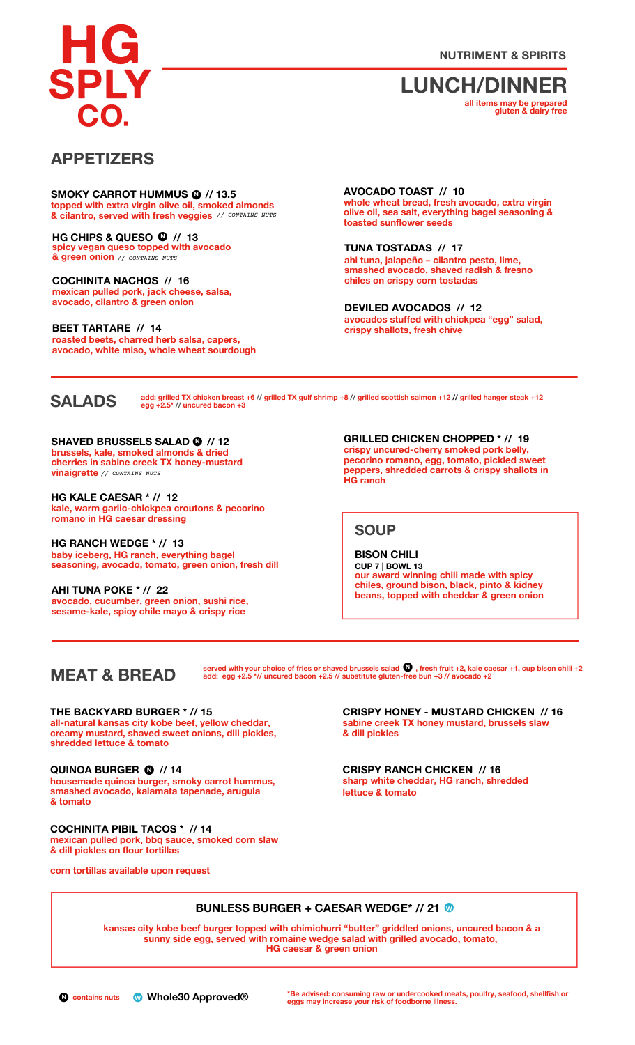# HG SPLY CO.

NUTRIMENT & SPIRITS

## LUNCH/DINNER

all items may be prepared gluten & dairy free

## APPETIZERS

**SMOKY CARROT HUMMUS (N) // 13.5**
topped with extra virgin olive oil, smoked almonds & cilantro, served with fresh veggies // CONTAINS NUTS

**HG CHIPS & QUESO (N) // 13**
spicy vegan queso topped with avocado & green onion // CONTAINS NUTS

**COCHINITA NACHOS // 16**
mexican pulled pork, jack cheese, salsa, avocado, cilantro & green onion

**BEET TARTARE // 14**
roasted beets, charred herb salsa, capers, avocado, white miso, whole wheat sourdough

**AVOCADO TOAST // 10**
whole wheat bread, fresh avocado, extra virgin olive oil, sea salt, everything bagel seasoning & toasted sunflower seeds

**TUNA TOSTADAS // 17**
ahi tuna, jalapeño – cilantro pesto, lime, smashed avocado, shaved radish & fresno chiles on crispy corn tostadas

**DEVILED AVOCADOS // 12**
avocados stuffed with chickpea "egg" salad, crispy shallots, fresh chive

## SALADS

add: grilled TX chicken breast +6 // grilled TX gulf shrimp +8 // grilled scottish salmon +12 // grilled hanger steak +12 egg +2.5* // uncured bacon +3

**SHAVED BRUSSELS SALAD (N) // 12**
brussels, kale, smoked almonds & dried cherries in sabine creek TX honey-mustard vinaigrette // CONTAINS NUTS

**HG KALE CAESAR * // 12**
kale, warm garlic-chickpea croutons & pecorino romano in HG caesar dressing

**HG RANCH WEDGE * // 13**
baby iceberg, HG ranch, everything bagel seasoning, avocado, tomato, green onion, fresh dill

**AHI TUNA POKE * // 22**
avocado, cucumber, green onion, sushi rice, sesame-kale, spicy chile mayo & crispy rice

**GRILLED CHICKEN CHOPPED * // 19**
crispy uncured-cherry smoked pork belly, pecorino romano, egg, tomato, pickled sweet peppers, shredded carrots & crispy shallots in HG ranch

## SOUP

**BISON CHILI**
**CUP 7 | BOWL 13**
our award winning chili made with spicy chiles, ground bison, black, pinto & kidney beans, topped with cheddar & green onion

## MEAT & BREAD

served with your choice of fries or shaved brussels salad (N), fresh fruit +2, kale caesar +1, cup bison chili +2
add: egg +2.5 *// uncured bacon +2.5 // substitute gluten-free bun +3 // avocado +2

**THE BACKYARD BURGER * // 15**
all-natural kansas city kobe beef, yellow cheddar, creamy mustard, shaved sweet onions, dill pickles, shredded lettuce & tomato

**QUINOA BURGER (N) // 14**
housemade quinoa burger, smoky carrot hummus, smashed avocado, kalamata tapenade, arugula & tomato

**COCHINITA PIBIL TACOS * // 14**
mexican pulled pork, bbq sauce, smoked corn slaw & dill pickles on flour tortillas

corn tortillas available upon request

**CRISPY HONEY - MUSTARD CHICKEN // 16**
sabine creek TX honey mustard, brussels slaw & dill pickles

**CRISPY RANCH CHICKEN // 16**
sharp white cheddar, HG ranch, shredded lettuce & tomato

**BUNLESS BURGER + CAESAR WEDGE* // 21 (W)**
kansas city kobe beef burger topped with chimichurri "butter" griddled onions, uncured bacon & a sunny side egg, served with romaine wedge salad with grilled avocado, tomato, HG caesar & green onion

(N) contains nuts (W) Whole30 Approved®

*Be advised: consuming raw or undercooked meats, poultry, seafood, shellfish or eggs may increase your risk of foodborne illness.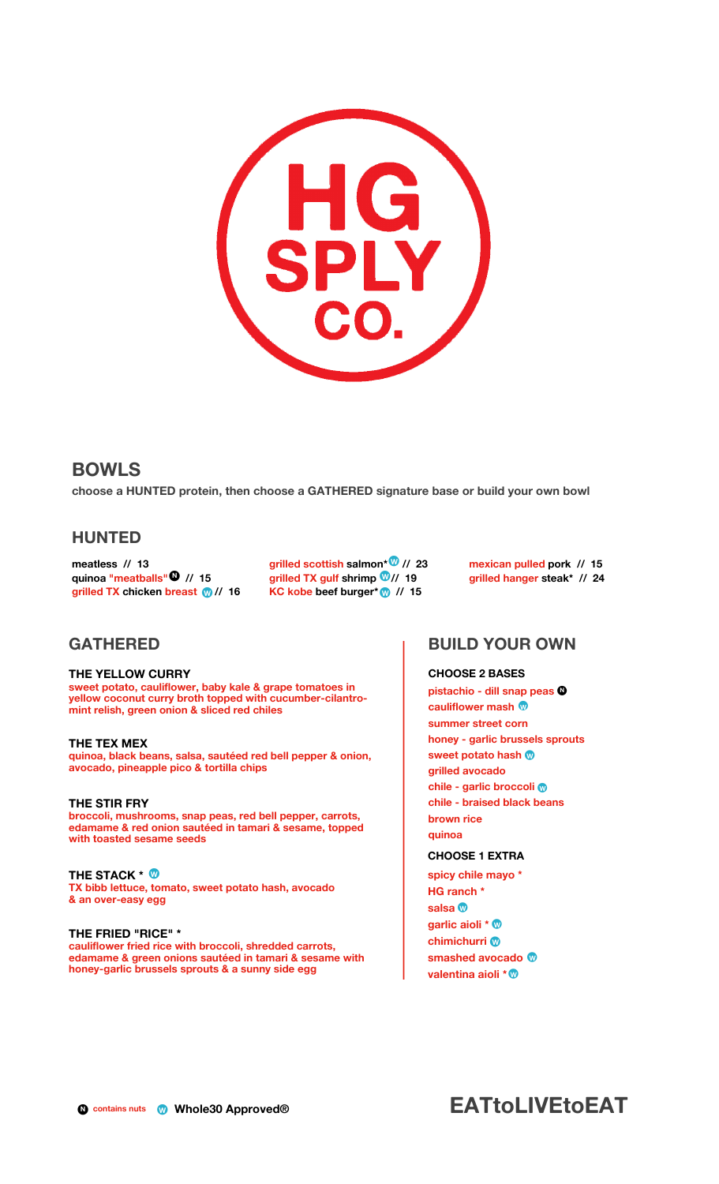HG SPLY CO.

## BOWLS

**choose a HUNTED protein, then choose a GATHERED signature base or build your own bowl**

## HUNTED

- meatless // 13
- quinoa "meatballs" (N) // 15
- grilled TX chicken breast (W) // 16
- grilled scottish salmon* (W) // 23
- grilled TX gulf shrimp (W) // 19
- KC kobe beef burger* (W) // 15
- mexican pulled pork // 15
- grilled hanger steak* // 24

## GATHERED

**THE YELLOW CURRY**
sweet potato, cauliflower, baby kale & grape tomatoes in yellow coconut curry broth topped with cucumber-cilantro-mint relish, green onion & sliced red chiles

**THE TEX MEX**
quinoa, black beans, salsa, sautéed red bell pepper & onion, avocado, pineapple pico & tortilla chips

**THE STIR FRY**
broccoli, mushrooms, snap peas, red bell pepper, carrots, edamame & red onion sautéed in tamari & sesame, topped with toasted sesame seeds

**THE STACK * (W)**
TX bibb lettuce, tomato, sweet potato hash, avocado & an over-easy egg

**THE FRIED "RICE" ***
cauliflower fried rice with broccoli, shredded carrots, edamame & green onions sautéed in tamari & sesame with honey-garlic brussels sprouts & a sunny side egg

## BUILD YOUR OWN

**CHOOSE 2 BASES**

- pistachio - dill snap peas (N)
- cauliflower mash (W)
- summer street corn
- honey - garlic brussels sprouts
- sweet potato hash (W)
- grilled avocado
- chile - garlic broccoli (W)
- chile - braised black beans
- brown rice
- quinoa

**CHOOSE 1 EXTRA**

- spicy chile mayo *
- HG ranch *
- salsa (W)
- garlic aioli * (W)
- chimichurri (W)
- smashed avocado (W)
- valentina aioli * (W)

(N) contains nuts (W) Whole30 Approved®

**EATtoLIVEtoEAT**